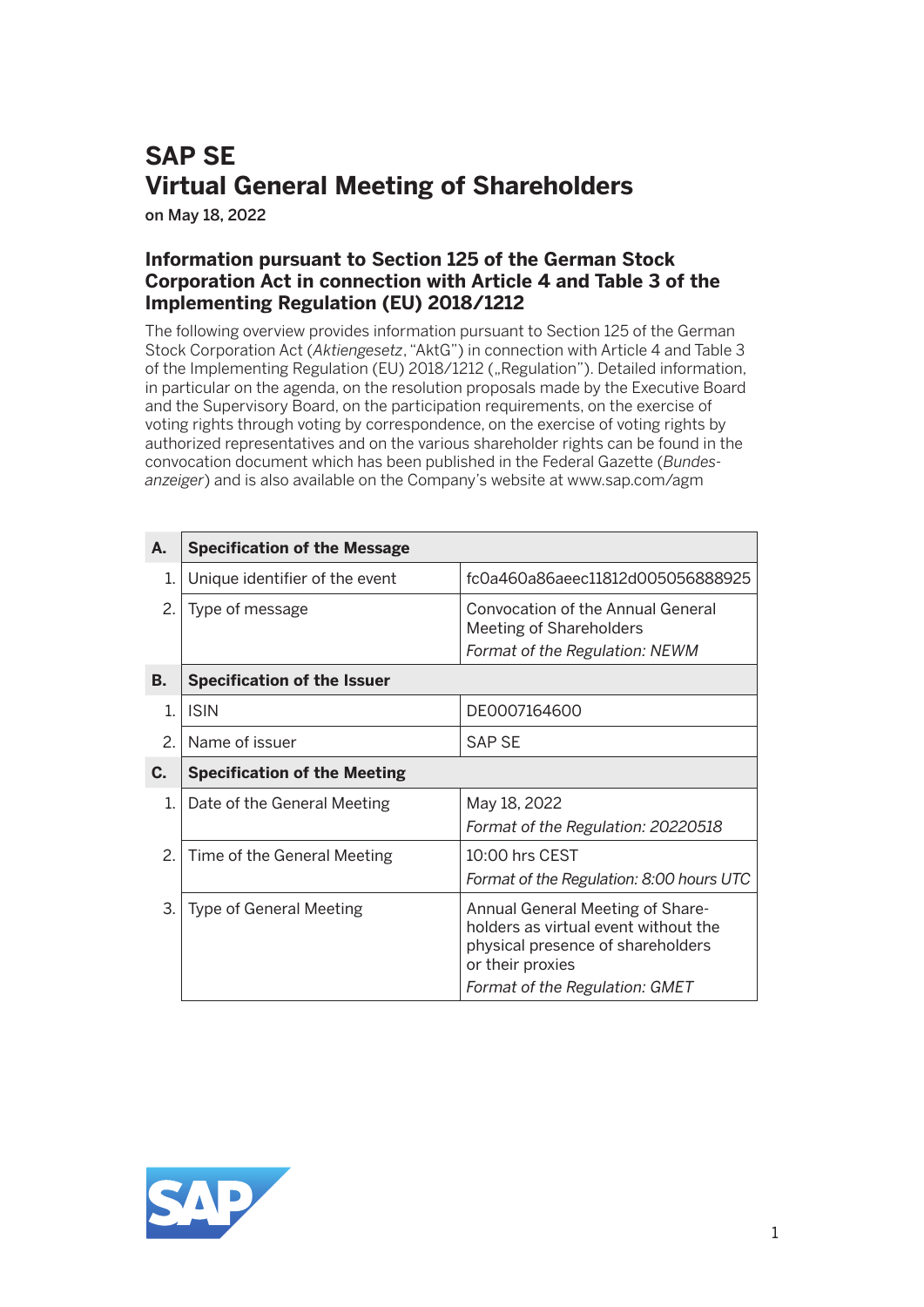# SAP SE
# Virtual General Meeting of Shareholders

**on May 18, 2022**

## Information pursuant to Section 125 of the German Stock Corporation Act in connection with Article 4 and Table 3 of the Implementing Regulation (EU) 2018/1212

The following overview provides information pursuant to Section 125 of the German Stock Corporation Act (*Aktiengesetz*, "AktG") in connection with Article 4 and Table 3 of the Implementing Regulation (EU) 2018/1212 („Regulation"). Detailed information, in particular on the agenda, on the resolution proposals made by the Executive Board and the Supervisory Board, on the participation requirements, on the exercise of voting rights through voting by correspondence, on the exercise of voting rights by authorized representatives and on the various shareholder rights can be found in the convocation document which has been published in the Federal Gazette (*Bundesanzeiger*) and is also available on the Company's website at www.sap.com/agm

| | | |
|---|---|---|
| **A.** | **Specification of the Message** | |
| 1. | Unique identifier of the event | fc0a460a86aeec11812d005056888925 |
| 2. | Type of message | Convocation of the Annual General Meeting of Shareholders<br>*Format of the Regulation: NEWM* |
| **B.** | **Specification of the Issuer** | |
| 1. | ISIN | DE0007164600 |
| 2. | Name of issuer | SAP SE |
| **C.** | **Specification of the Meeting** | |
| 1. | Date of the General Meeting | May 18, 2022<br>*Format of the Regulation: 20220518* |
| 2. | Time of the General Meeting | 10:00 hrs CEST<br>*Format of the Regulation: 8:00 hours UTC* |
| 3. | Type of General Meeting | Annual General Meeting of Shareholders as virtual event without the physical presence of shareholders or their proxies<br>*Format of the Regulation: GMET* |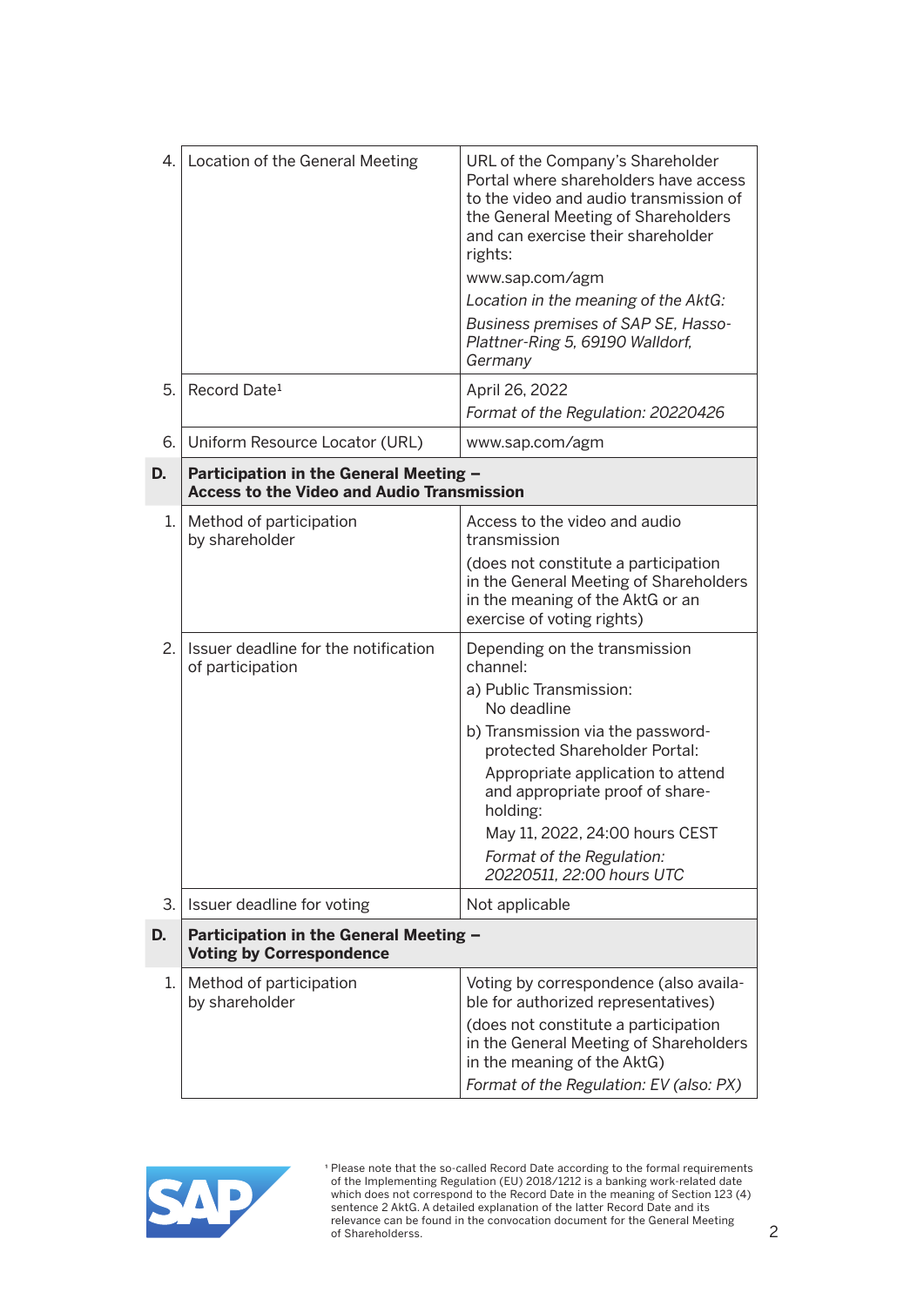| | | |
|---|---|---|
| 4. | Location of the General Meeting | URL of the Company's Shareholder Portal where shareholders have access to the video and audio transmission of the General Meeting of Shareholders and can exercise their shareholder rights:<br>www.sap.com/agm<br>*Location in the meaning of the AktG:*<br>*Business premises of SAP SE, Hasso-Plattner-Ring 5, 69190 Walldorf, Germany* |
| 5. | Record Date[1] | April 26, 2022<br>*Format of the Regulation: 20220426* |
| 6. | Uniform Resource Locator (URL) | www.sap.com/agm |
| **D.** | **Participation in the General Meeting – Access to the Video and Audio Transmission** | |
| 1. | Method of participation by shareholder | Access to the video and audio transmission<br>(does not constitute a participation in the General Meeting of Shareholders in the meaning of the AktG or an exercise of voting rights) |
| 2. | Issuer deadline for the notification of participation | Depending on the transmission channel:<br>a) Public Transmission: No deadline<br>b) Transmission via the password-protected Shareholder Portal: Appropriate application to attend and appropriate proof of shareholding:<br>May 11, 2022, 24:00 hours CEST<br>*Format of the Regulation: 20220511, 22:00 hours UTC* |
| 3. | Issuer deadline for voting | Not applicable |
| **D.** | **Participation in the General Meeting – Voting by Correspondence** | |
| 1. | Method of participation by shareholder | Voting by correspondence (also available for authorized representatives)<br>(does not constitute a participation in the General Meeting of Shareholders in the meaning of the AktG)<br>*Format of the Regulation: EV (also: PX)* |

[1] Please note that the so-called Record Date according to the formal requirements of the Implementing Regulation (EU) 2018/1212 is a banking work-related date which does not correspond to the Record Date in the meaning of Section 123 (4) sentence 2 AktG. A detailed explanation of the latter Record Date and its relevance can be found in the convocation document for the General Meeting of Shareholderss.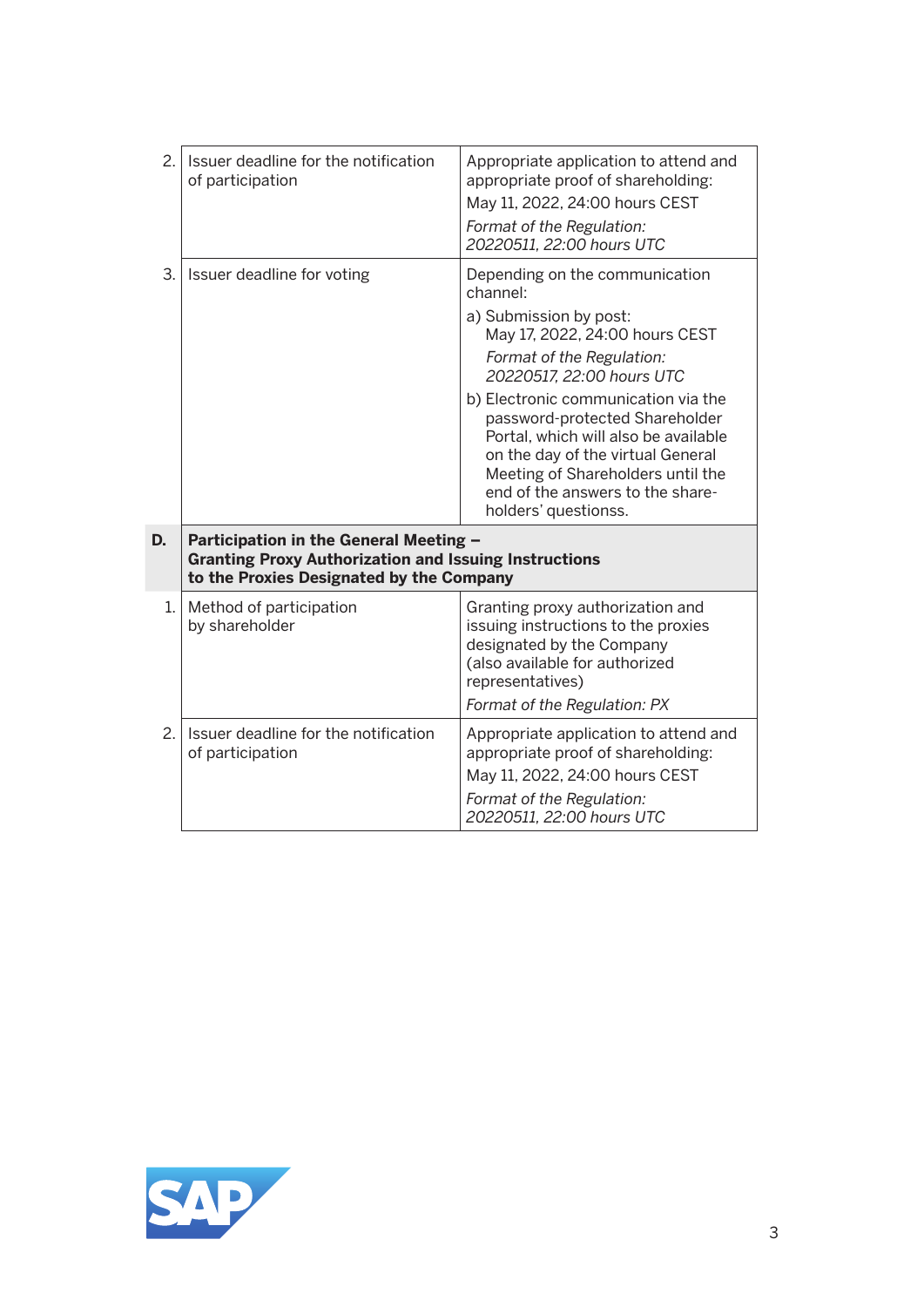| | | |
|---|---|---|
| 2. | Issuer deadline for the notification of participation | Appropriate application to attend and appropriate proof of shareholding:<br>May 11, 2022, 24:00 hours CEST<br>*Format of the Regulation: 20220511, 22:00 hours UTC* |
| 3. | Issuer deadline for voting | Depending on the communication channel:<br>a) Submission by post:<br>May 17, 2022, 24:00 hours CEST<br>*Format of the Regulation: 20220517, 22:00 hours UTC*<br>b) Electronic communication via the password-protected Shareholder Portal, which will also be available on the day of the virtual General Meeting of Shareholders until the end of the answers to the share-holders' questionss. |
| **D.** | **Participation in the General Meeting – Granting Proxy Authorization and Issuing Instructions to the Proxies Designated by the Company** | |
| 1. | Method of participation by shareholder | Granting proxy authorization and issuing instructions to the proxies designated by the Company (also available for authorized representatives)<br>*Format of the Regulation: PX* |
| 2. | Issuer deadline for the notification of participation | Appropriate application to attend and appropriate proof of shareholding:<br>May 11, 2022, 24:00 hours CEST<br>*Format of the Regulation: 20220511, 22:00 hours UTC* |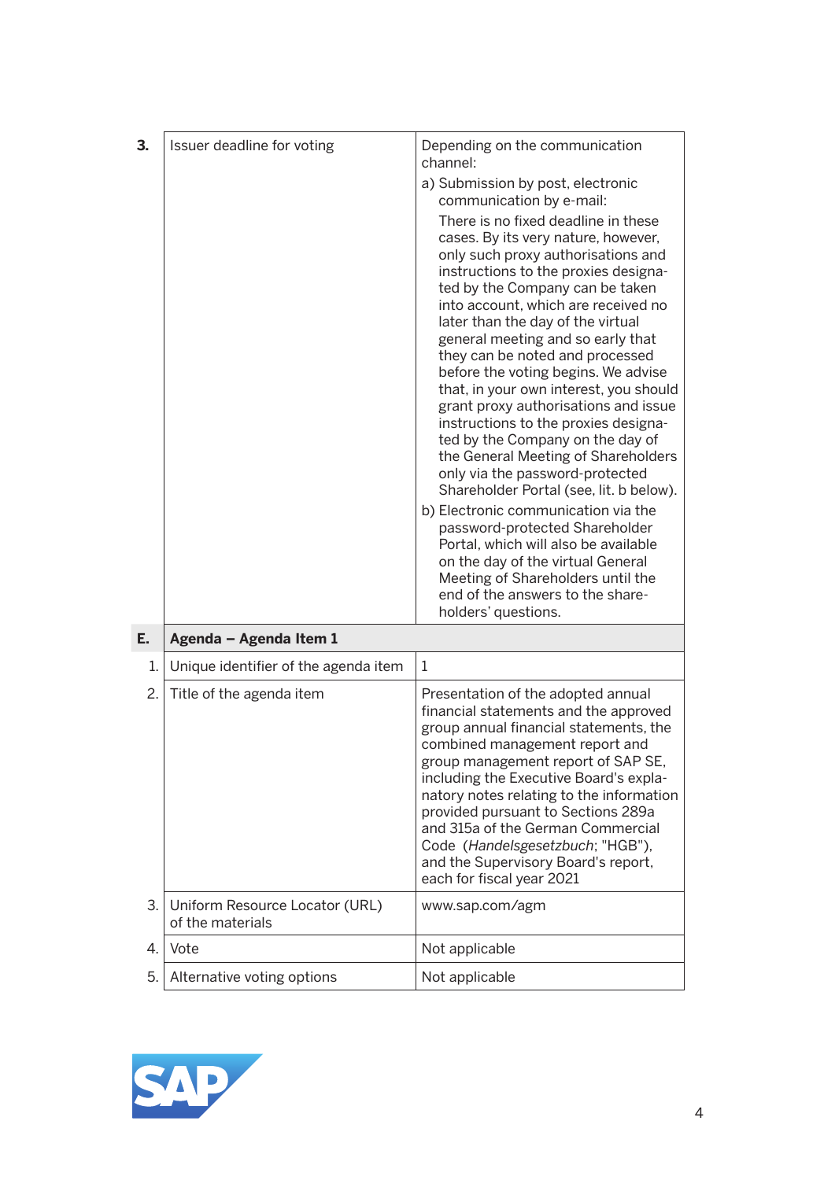| | | |
|---|---|---|
| **3.** | Issuer deadline for voting | Depending on the communication channel:<br>a) Submission by post, electronic communication by e-mail:<br>There is no fixed deadline in these cases. By its very nature, however, only such proxy authorisations and instructions to the proxies designated by the Company can be taken into account, which are received no later than the day of the virtual general meeting and so early that they can be noted and processed before the voting begins. We advise that, in your own interest, you should grant proxy authorisations and issue instructions to the proxies designated by the Company on the day of the General Meeting of Shareholders only via the password-protected Shareholder Portal (see, lit. b below).<br>b) Electronic communication via the password-protected Shareholder Portal, which will also be available on the day of the virtual General Meeting of Shareholders until the end of the answers to the shareholders' questions. |
| **E.** | **Agenda – Agenda Item 1** | |
| 1. | Unique identifier of the agenda item | 1 |
| 2. | Title of the agenda item | Presentation of the adopted annual financial statements and the approved group annual financial statements, the combined management report and group management report of SAP SE, including the Executive Board's explanatory notes relating to the information provided pursuant to Sections 289a and 315a of the German Commercial Code (*Handelsgesetzbuch*; "HGB"), and the Supervisory Board's report, each for fiscal year 2021 |
| 3. | Uniform Resource Locator (URL) of the materials | www.sap.com/agm |
| 4. | Vote | Not applicable |
| 5. | Alternative voting options | Not applicable |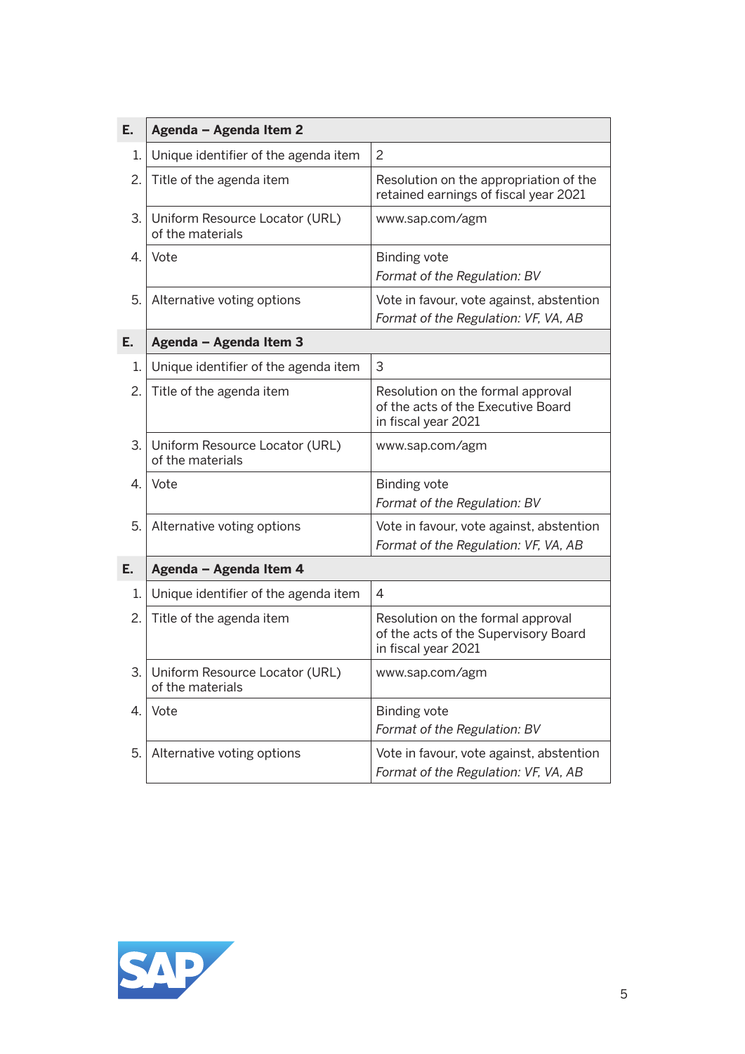| E. | Agenda – Agenda Item 2 | |
|---|---|---|
| 1. | Unique identifier of the agenda item | 2 |
| 2. | Title of the agenda item | Resolution on the appropriation of the retained earnings of fiscal year 2021 |
| 3. | Uniform Resource Locator (URL) of the materials | www.sap.com/agm |
| 4. | Vote | Binding vote<br>*Format of the Regulation: BV* |
| 5. | Alternative voting options | Vote in favour, vote against, abstention<br>*Format of the Regulation: VF, VA, AB* |
| **E.** | **Agenda – Agenda Item 3** | |
| 1. | Unique identifier of the agenda item | 3 |
| 2. | Title of the agenda item | Resolution on the formal approval of the acts of the Executive Board in fiscal year 2021 |
| 3. | Uniform Resource Locator (URL) of the materials | www.sap.com/agm |
| 4. | Vote | Binding vote<br>*Format of the Regulation: BV* |
| 5. | Alternative voting options | Vote in favour, vote against, abstention<br>*Format of the Regulation: VF, VA, AB* |
| **E.** | **Agenda – Agenda Item 4** | |
| 1. | Unique identifier of the agenda item | 4 |
| 2. | Title of the agenda item | Resolution on the formal approval of the acts of the Supervisory Board in fiscal year 2021 |
| 3. | Uniform Resource Locator (URL) of the materials | www.sap.com/agm |
| 4. | Vote | Binding vote<br>*Format of the Regulation: BV* |
| 5. | Alternative voting options | Vote in favour, vote against, abstention<br>*Format of the Regulation: VF, VA, AB* |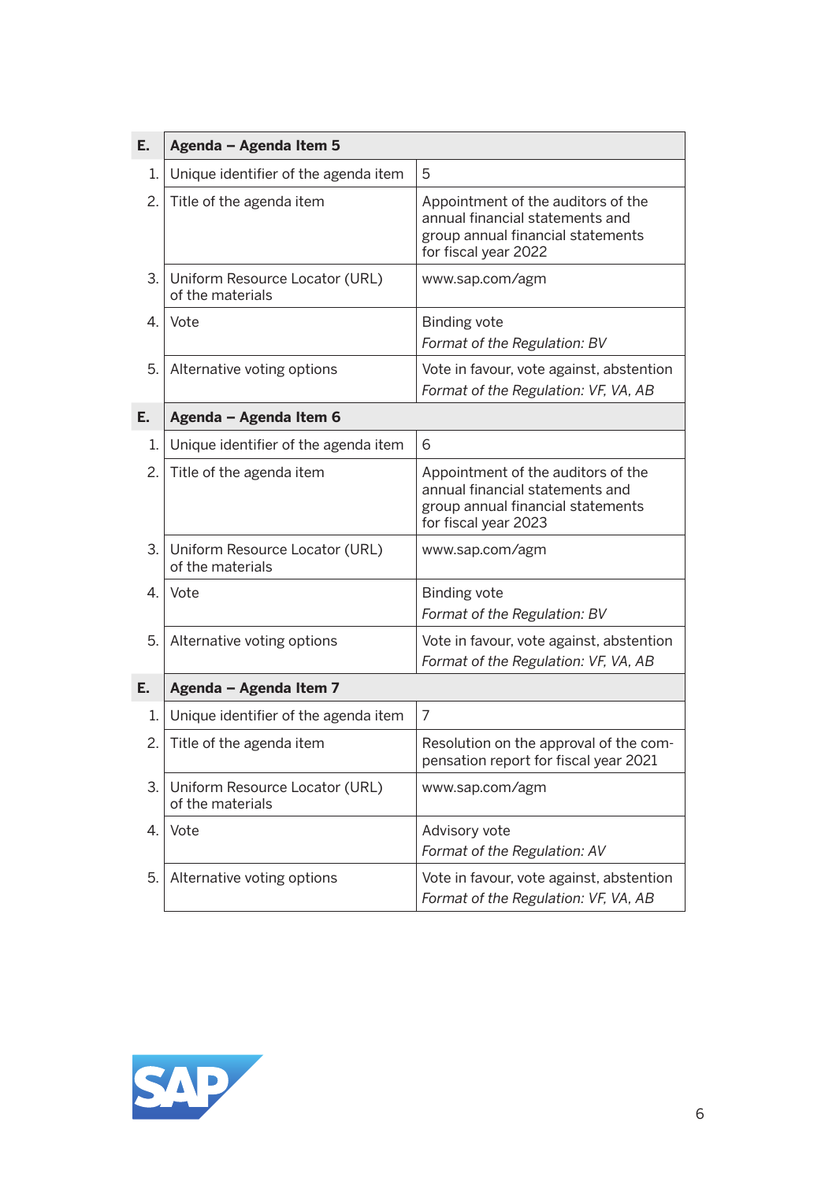| E. | Agenda – Agenda Item 5 | |
|---|---|---|
| 1. | Unique identifier of the agenda item | 5 |
| 2. | Title of the agenda item | Appointment of the auditors of the annual financial statements and group annual financial statements for fiscal year 2022 |
| 3. | Uniform Resource Locator (URL) of the materials | www.sap.com/agm |
| 4. | Vote | Binding vote<br>*Format of the Regulation: BV* |
| 5. | Alternative voting options | Vote in favour, vote against, abstention<br>*Format of the Regulation: VF, VA, AB* |

| E. | Agenda – Agenda Item 6 | |
|---|---|---|
| 1. | Unique identifier of the agenda item | 6 |
| 2. | Title of the agenda item | Appointment of the auditors of the annual financial statements and group annual financial statements for fiscal year 2023 |
| 3. | Uniform Resource Locator (URL) of the materials | www.sap.com/agm |
| 4. | Vote | Binding vote<br>*Format of the Regulation: BV* |
| 5. | Alternative voting options | Vote in favour, vote against, abstention<br>*Format of the Regulation: VF, VA, AB* |

| E. | Agenda – Agenda Item 7 | |
|---|---|---|
| 1. | Unique identifier of the agenda item | 7 |
| 2. | Title of the agenda item | Resolution on the approval of the compensation report for fiscal year 2021 |
| 3. | Uniform Resource Locator (URL) of the materials | www.sap.com/agm |
| 4. | Vote | Advisory vote<br>*Format of the Regulation: AV* |
| 5. | Alternative voting options | Vote in favour, vote against, abstention<br>*Format of the Regulation: VF, VA, AB* |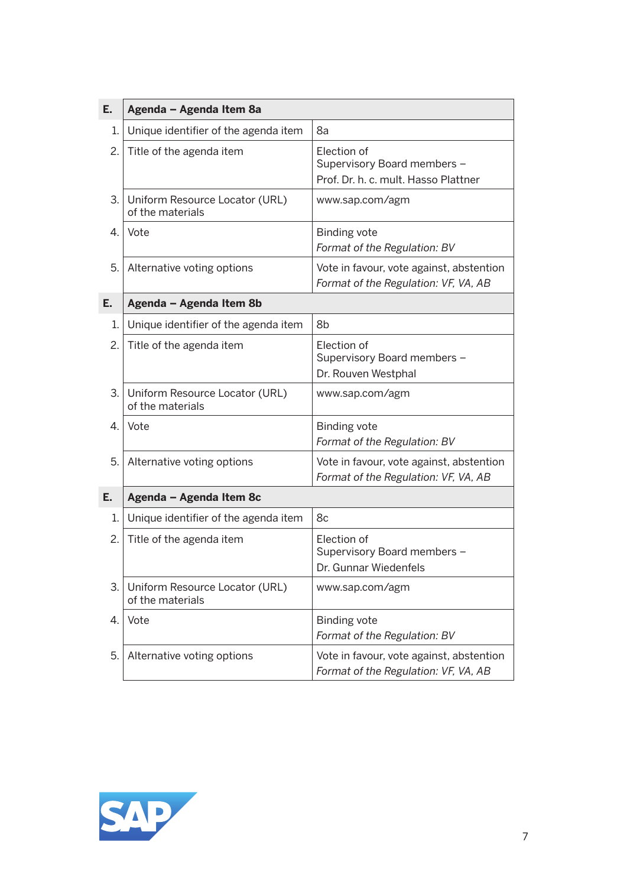| E. | Agenda – Agenda Item 8a | |
|---|---|---|
| 1. | Unique identifier of the agenda item | 8a |
| 2. | Title of the agenda item | Election of Supervisory Board members – Prof. Dr. h. c. mult. Hasso Plattner |
| 3. | Uniform Resource Locator (URL) of the materials | www.sap.com/agm |
| 4. | Vote | Binding vote *Format of the Regulation: BV* |
| 5. | Alternative voting options | Vote in favour, vote against, abstention *Format of the Regulation: VF, VA, AB* |
| **E.** | **Agenda – Agenda Item 8b** | |
| 1. | Unique identifier of the agenda item | 8b |
| 2. | Title of the agenda item | Election of Supervisory Board members – Dr. Rouven Westphal |
| 3. | Uniform Resource Locator (URL) of the materials | www.sap.com/agm |
| 4. | Vote | Binding vote *Format of the Regulation: BV* |
| 5. | Alternative voting options | Vote in favour, vote against, abstention *Format of the Regulation: VF, VA, AB* |
| **E.** | **Agenda – Agenda Item 8c** | |
| 1. | Unique identifier of the agenda item | 8c |
| 2. | Title of the agenda item | Election of Supervisory Board members – Dr. Gunnar Wiedenfels |
| 3. | Uniform Resource Locator (URL) of the materials | www.sap.com/agm |
| 4. | Vote | Binding vote *Format of the Regulation: BV* |
| 5. | Alternative voting options | Vote in favour, vote against, abstention *Format of the Regulation: VF, VA, AB* |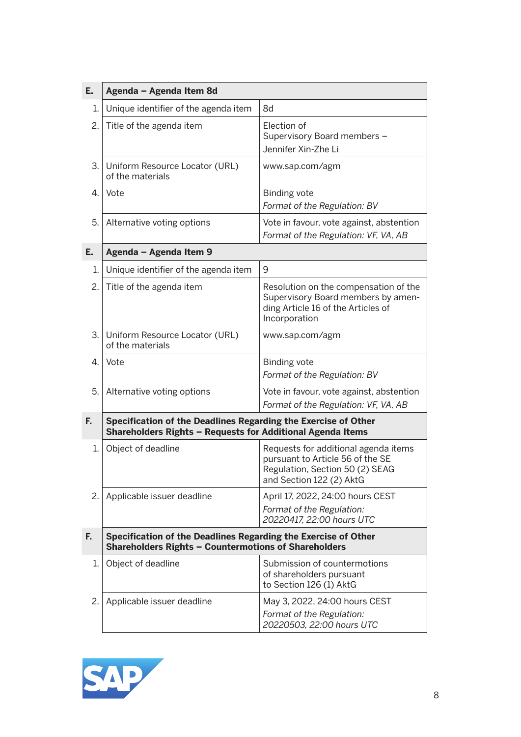| E. | Agenda – Agenda Item 8d | |
|---|---|---|
| 1. | Unique identifier of the agenda item | 8d |
| 2. | Title of the agenda item | Election of Supervisory Board members – Jennifer Xin-Zhe Li |
| 3. | Uniform Resource Locator (URL) of the materials | www.sap.com/agm |
| 4. | Vote | Binding vote *Format of the Regulation: BV* |
| 5. | Alternative voting options | Vote in favour, vote against, abstention *Format of the Regulation: VF, VA, AB* |
| **E.** | **Agenda – Agenda Item 9** | |
| 1. | Unique identifier of the agenda item | 9 |
| 2. | Title of the agenda item | Resolution on the compensation of the Supervisory Board members by amending Article 16 of the Articles of Incorporation |
| 3. | Uniform Resource Locator (URL) of the materials | www.sap.com/agm |
| 4. | Vote | Binding vote *Format of the Regulation: BV* |
| 5. | Alternative voting options | Vote in favour, vote against, abstention *Format of the Regulation: VF, VA, AB* |
| **F.** | **Specification of the Deadlines Regarding the Exercise of Other Shareholders Rights – Requests for Additional Agenda Items** | |
| 1. | Object of deadline | Requests for additional agenda items pursuant to Article 56 of the SE Regulation, Section 50 (2) SEAG and Section 122 (2) AktG |
| 2. | Applicable issuer deadline | April 17, 2022, 24:00 hours CEST *Format of the Regulation: 20220417, 22:00 hours UTC* |
| **F.** | **Specification of the Deadlines Regarding the Exercise of Other Shareholders Rights – Countermotions of Shareholders** | |
| 1. | Object of deadline | Submission of countermotions of shareholders pursuant to Section 126 (1) AktG |
| 2. | Applicable issuer deadline | May 3, 2022, 24:00 hours CEST *Format of the Regulation: 20220503, 22:00 hours UTC* |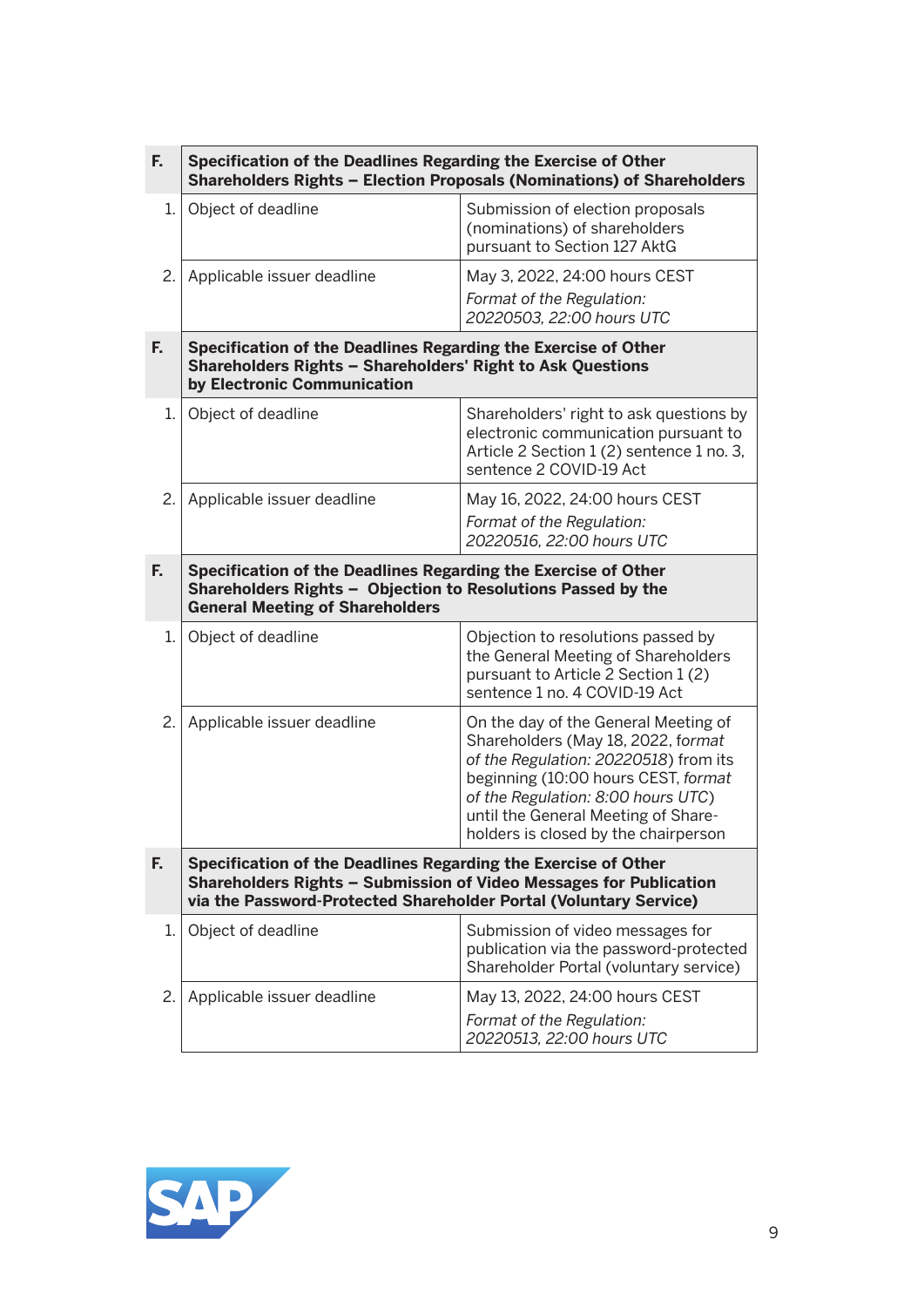| F. | Specification of the Deadlines Regarding the Exercise of Other Shareholders Rights – Election Proposals (Nominations) of Shareholders | |
|---|---|---|
| 1. | Object of deadline | Submission of election proposals (nominations) of shareholders pursuant to Section 127 AktG |
| 2. | Applicable issuer deadline | May 3, 2022, 24:00 hours CEST<br>*Format of the Regulation: 20220503, 22:00 hours UTC* |
| **F.** | **Specification of the Deadlines Regarding the Exercise of Other Shareholders Rights – Shareholders' Right to Ask Questions by Electronic Communication** | |
| 1. | Object of deadline | Shareholders' right to ask questions by electronic communication pursuant to Article 2 Section 1 (2) sentence 1 no. 3, sentence 2 COVID-19 Act |
| 2. | Applicable issuer deadline | May 16, 2022, 24:00 hours CEST<br>*Format of the Regulation: 20220516, 22:00 hours UTC* |
| **F.** | **Specification of the Deadlines Regarding the Exercise of Other Shareholders Rights – Objection to Resolutions Passed by the General Meeting of Shareholders** | |
| 1. | Object of deadline | Objection to resolutions passed by the General Meeting of Shareholders pursuant to Article 2 Section 1 (2) sentence 1 no. 4 COVID-19 Act |
| 2. | Applicable issuer deadline | On the day of the General Meeting of Shareholders (May 18, 2022, *format of the Regulation: 20220518*) from its beginning (10:00 hours CEST, *format of the Regulation: 8:00 hours UTC*) until the General Meeting of Shareholders is closed by the chairperson |
| **F.** | **Specification of the Deadlines Regarding the Exercise of Other Shareholders Rights – Submission of Video Messages for Publication via the Password-Protected Shareholder Portal (Voluntary Service)** | |
| 1. | Object of deadline | Submission of video messages for publication via the password-protected Shareholder Portal (voluntary service) |
| 2. | Applicable issuer deadline | May 13, 2022, 24:00 hours CEST<br>*Format of the Regulation: 20220513, 22:00 hours UTC* |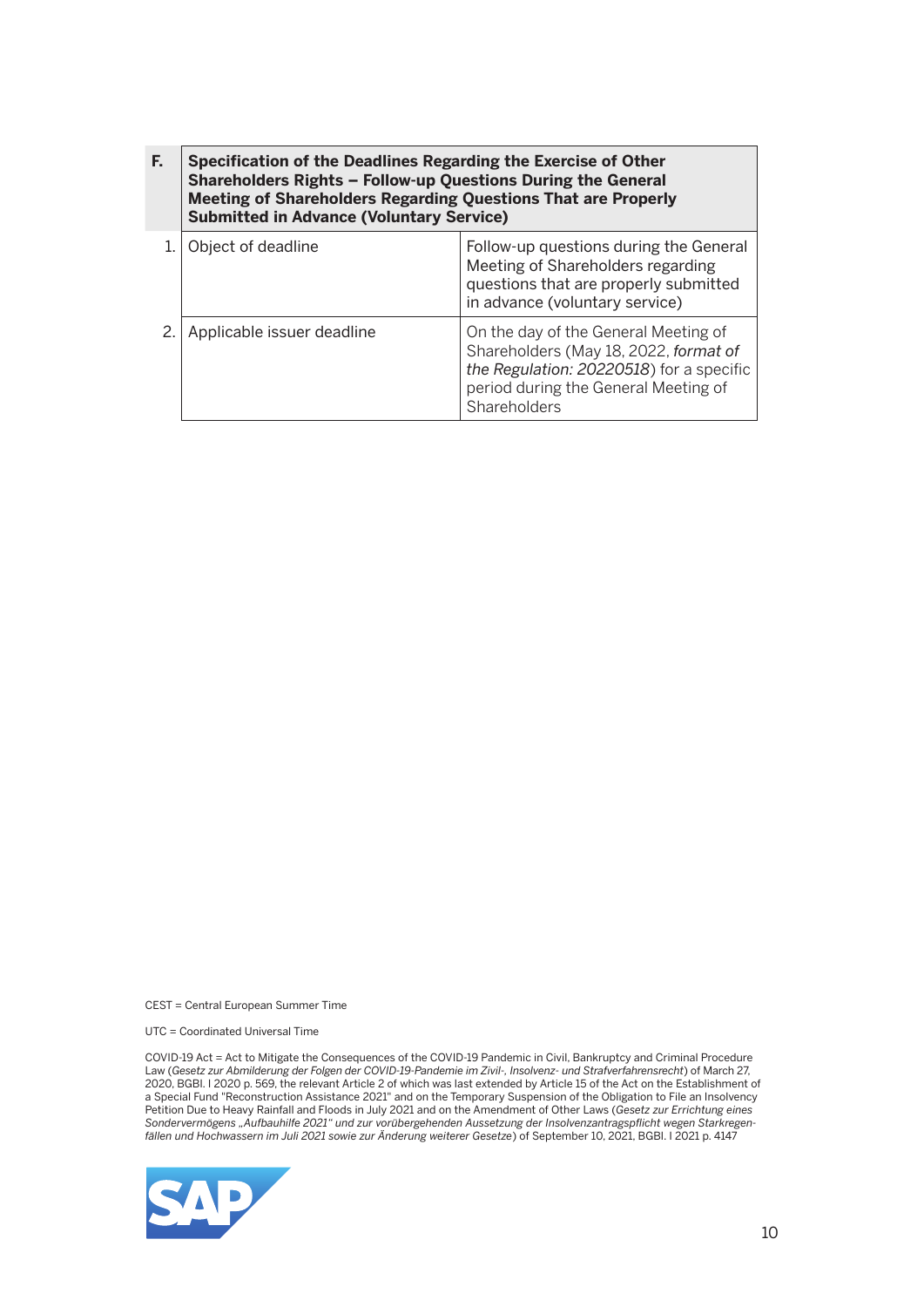| F. | Specification of the Deadlines Regarding the Exercise of Other Shareholders Rights – Follow-up Questions During the General Meeting of Shareholders Regarding Questions That are Properly Submitted in Advance (Voluntary Service) | |
|---|---|---|
| 1. | Object of deadline | Follow-up questions during the General Meeting of Shareholders regarding questions that are properly submitted in advance (voluntary service) |
| 2. | Applicable issuer deadline | On the day of the General Meeting of Shareholders (May 18, 2022, *format of the Regulation: 20220518*) for a specific period during the General Meeting of Shareholders |

CEST = Central European Summer Time

UTC = Coordinated Universal Time

COVID-19 Act = Act to Mitigate the Consequences of the COVID-19 Pandemic in Civil, Bankruptcy and Criminal Procedure Law (*Gesetz zur Abmilderung der Folgen der COVID-19-Pandemie im Zivil-, Insolvenz- und Strafverfahrensrecht*) of March 27, 2020, BGBl. I 2020 p. 569, the relevant Article 2 of which was last extended by Article 15 of the Act on the Establishment of a Special Fund "Reconstruction Assistance 2021" and on the Temporary Suspension of the Obligation to File an Insolvency Petition Due to Heavy Rainfall and Floods in July 2021 and on the Amendment of Other Laws (*Gesetz zur Errichtung eines Sondervermögens „Aufbauhilfe 2021" und zur vorübergehenden Aussetzung der Insolvenzantragspflicht wegen Starkregenfällen und Hochwassern im Juli 2021 sowie zur Änderung weiterer Gesetze*) of September 10, 2021, BGBl. I 2021 p. 4147